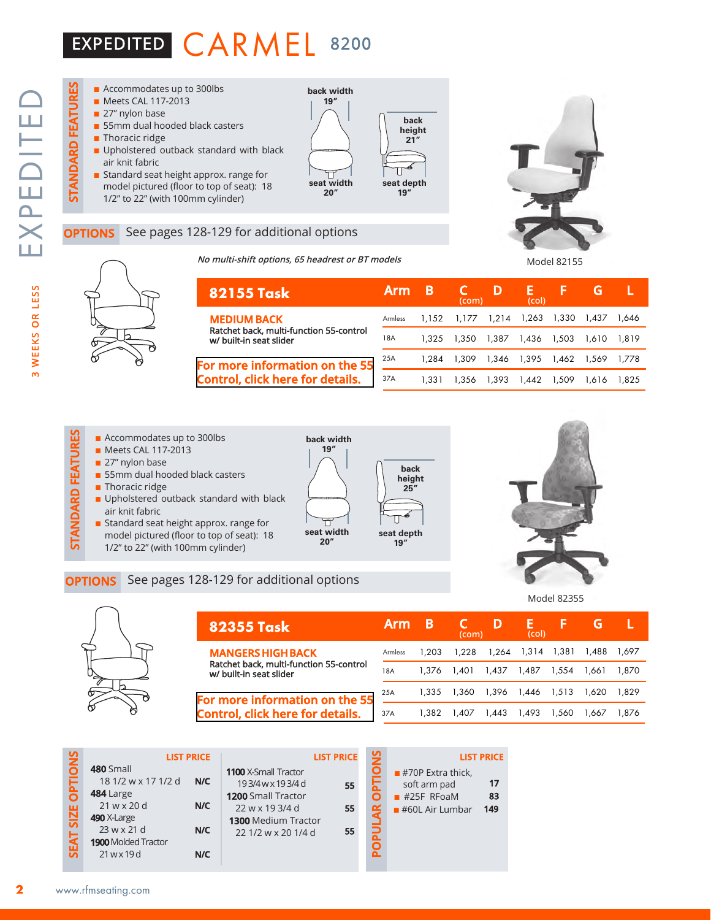# EXPEDITED CARMEL 8200

EXPEDITED — 3 WEEKS OR LESS

## STANDARD FEATURES

- Accommodates up to 300lbs
- Meets CAL 117-2013
- 27" nylon base
- 55mm dual hooded black casters
- Thoracic ridge
- Upholstered outback standard with black air knit fabric
- Standard seat height approx. range for model pictured (floor to top of seat): 18 1/2" to 22" (with 100mm cylinder)

back width 19"
seat width 20"
back height 21"
seat depth 19"

**OPTIONS** See pages 128-129 for additional options

*No multi-shift options, 65 headrest or BT models*

Model 82155

| 82155 Task | Arm | B | C (com) | D | E (col) | F | G | L |
|---|---|---|---|---|---|---|---|---|
| **MEDIUM BACK** Ratchet back, multi-function 55-control w/ built-in seat slider | Armless | 1,152 | 1,177 | 1,214 | 1,263 | 1,330 | 1,437 | 1,646 |
| | 18A | 1,325 | 1,350 | 1,387 | 1,436 | 1,503 | 1,610 | 1,819 |
| For more information on the 55 Control, click here for details. | 25A | 1,284 | 1,309 | 1,346 | 1,395 | 1,462 | 1,569 | 1,778 |
| | 37A | 1,331 | 1,356 | 1,393 | 1,442 | 1,509 | 1,616 | 1,825 |

## STANDARD FEATURES

- Accommodates up to 300lbs
- Meets CAL 117-2013
- 27" nylon base
- 55mm dual hooded black casters
- Thoracic ridge
- Upholstered outback standard with black air knit fabric
- Standard seat height approx. range for model pictured (floor to top of seat): 18 1/2" to 22" (with 100mm cylinder)

back width 19"
seat width 20"
back height 25"
seat depth 19"

**OPTIONS** See pages 128-129 for additional options

Model 82355

| 82355 Task | Arm | B | C (com) | D | E (col) | F | G | L |
|---|---|---|---|---|---|---|---|---|
| **MANGERS HIGH BACK** Ratchet back, multi-function 55-control w/ built-in seat slider | Armless | 1,203 | 1,228 | 1,264 | 1,314 | 1,381 | 1,488 | 1,697 |
| | 18A | 1,376 | 1,401 | 1,437 | 1,487 | 1,554 | 1,661 | 1,870 |
| For more information on the 55 Control, click here for details. | 25A | 1,335 | 1,360 | 1,396 | 1,446 | 1,513 | 1,620 | 1,829 |
| | 37A | 1,382 | 1,407 | 1,443 | 1,493 | 1,560 | 1,667 | 1,876 |

## SEAT SIZE OPTIONS

| | LIST PRICE |
|---|---|
| **480** Small 18 1/2 w x 17 1/2 d | N/C |
| **484** Large 21 w x 20 d | N/C |
| **490** X-Large 23 w x 21 d | N/C |
| **1900** Molded Tractor 21 w x 19 d | N/C |
| **1100** X-Small Tractor 19 3/4 w x 19 3/4 d | 55 |
| **1200** Small Tractor 22 w x 19 3/4 d | 55 |
| **1300** Medium Tractor 22 1/2 w x 20 1/4 d | 55 |

## POPULAR OPTIONS

| | LIST PRICE |
|---|---|
| #70P Extra thick, soft arm pad | 17 |
| #25F RFoaM | 83 |
| #60L Air Lumbar | 149 |

www.rfmseating.com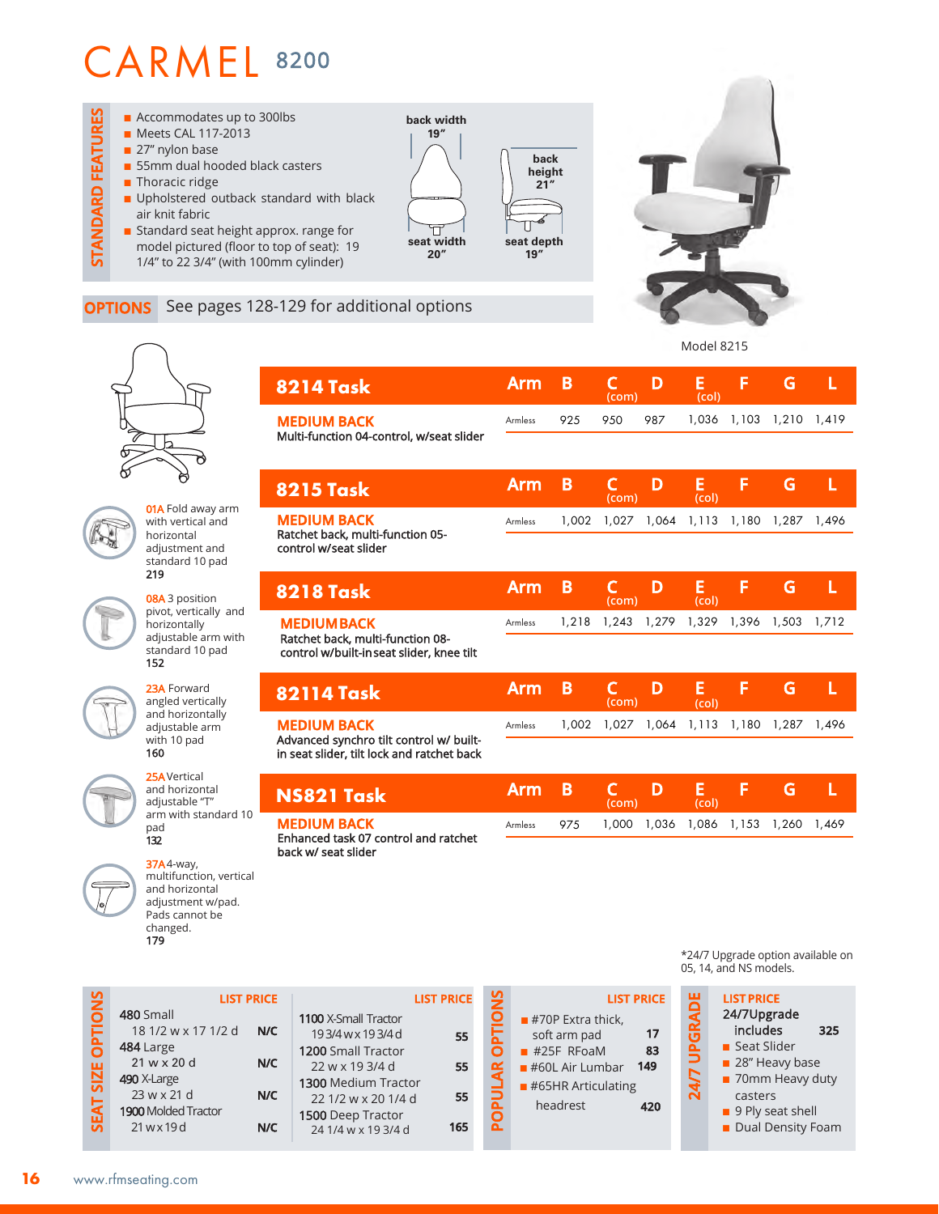# CARMEL 8200

## STANDARD FEATURES

- Accommodates up to 300lbs
- Meets CAL 117-2013
- 27" nylon base
- 55mm dual hooded black casters
- Thoracic ridge
- Upholstered outback standard with black air knit fabric
- Standard seat height approx. range for model pictured (floor to top of seat): 19 1/4" to 22 3/4" (with 100mm cylinder)

back width 19"
seat width 20"
back height 21"
seat depth 19"

**OPTIONS** See pages 128-129 for additional options

Model 8215

| 8214 Task | Arm | B | C (com) | D | E (col) | F | G | L |
|---|---|---|---|---|---|---|---|---|
| **MEDIUM BACK** Multi-function 04-control, w/seat slider | Armless | 925 | 950 | 987 | 1,036 | 1,103 | 1,210 | 1,419 |

| 8215 Task | Arm | B | C (com) | D | E (col) | F | G | L |
|---|---|---|---|---|---|---|---|---|
| **MEDIUM BACK** Ratchet back, multi-function 05-control w/seat slider | Armless | 1,002 | 1,027 | 1,064 | 1,113 | 1,180 | 1,287 | 1,496 |

| 8218 Task | Arm | B | C (com) | D | E (col) | F | G | L |
|---|---|---|---|---|---|---|---|---|
| **MEDIUM BACK** Ratchet back, multi-function 08-control w/built-in seat slider, knee tilt | Armless | 1,218 | 1,243 | 1,279 | 1,329 | 1,396 | 1,503 | 1,712 |

| 82114 Task | Arm | B | C (com) | D | E (col) | F | G | L |
|---|---|---|---|---|---|---|---|---|
| **MEDIUM BACK** Advanced synchro tilt control w/ built-in seat slider, tilt lock and ratchet back | Armless | 1,002 | 1,027 | 1,064 | 1,113 | 1,180 | 1,287 | 1,496 |

| NS821 Task | Arm | B | C (com) | D | E (col) | F | G | L |
|---|---|---|---|---|---|---|---|---|
| **MEDIUM BACK** Enhanced task 07 control and ratchet back w/ seat slider | Armless | 975 | 1,000 | 1,036 | 1,086 | 1,153 | 1,260 | 1,469 |

**01A** Fold away arm with vertical and horizontal adjustment and standard 10 pad
**219**

**08A** 3 position pivot, vertically and horizontally adjustable arm with standard 10 pad
**152**

**23A** Forward angled vertically and horizontally adjustable arm with 10 pad
**160**

**25A** Vertical and horizontal adjustable "T" arm with standard 10 pad
**132**

**37A** 4-way, multifunction, vertical and horizontal adjustment w/pad. Pads cannot be changed.
**179**

*24/7 Upgrade option available on 05, 14, and NS models.

## SEAT SIZE OPTIONS

| | LIST PRICE |
|---|---|
| **480** Small 18 1/2 w x 17 1/2 d | N/C |
| **484** Large 21 w x 20 d | N/C |
| **490** X-Large 23 w x 21 d | N/C |
| **1900** Molded Tractor 21 w x 19 d | N/C |

| | LIST PRICE |
|---|---|
| **1100** X-Small Tractor 19 3/4 w x 19 3/4 d | 55 |
| **1200** Small Tractor 22 w x 19 3/4 d | 55 |
| **1300** Medium Tractor 22 1/2 w x 20 1/4 d | 55 |
| **1500** Deep Tractor 24 1/4 w x 19 3/4 d | 165 |

## POPULAR OPTIONS

| | LIST PRICE |
|---|---|
| #70P Extra thick, soft arm pad | 17 |
| #25F RFoaM | 83 |
| #60L Air Lumbar | 149 |
| #65HR Articulating headrest | 420 |

## 24/7 UPGRADE

**LIST PRICE**

**24/7Upgrade includes** **325**

- Seat Slider
- 28" Heavy base
- 70mm Heavy duty casters
- 9 Ply seat shell
- Dual Density Foam

www.rfmseating.com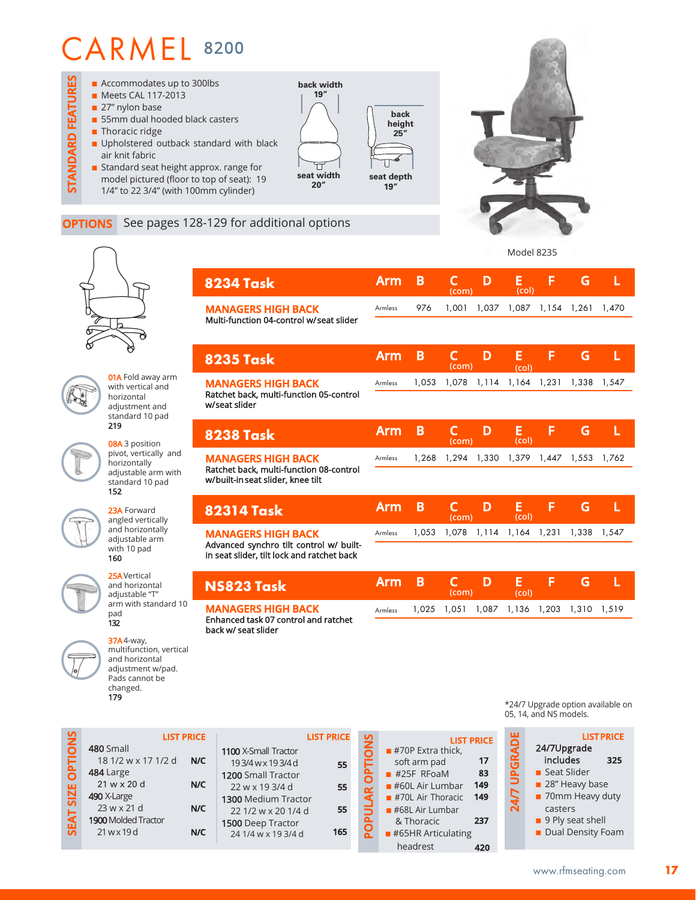# CARMEL 8200

## STANDARD FEATURES

- Accommodates up to 300lbs
- Meets CAL 117-2013
- 27" nylon base
- 55mm dual hooded black casters
- Thoracic ridge
- Upholstered outback standard with black air knit fabric
- Standard seat height approx. range for model pictured (floor to top of seat): 19 1/4" to 22 3/4" (with 100mm cylinder)

back width 19"
back height 25"
seat width 20"
seat depth 19"

Model 8235

## OPTIONS

See pages 128-129 for additional options

**01A** Fold away arm with vertical and horizontal adjustment and standard 10 pad
**219**

**08A** 3 position pivot, vertically and horizontally adjustable arm with standard 10 pad
**152**

**23A** Forward angled vertically and horizontally adjustable arm with 10 pad
**160**

**25A** Vertical and horizontal adjustable "T" arm with standard 10 pad
**132**

**37A** 4-way, multifunction, vertical and horizontal adjustment w/pad. Pads cannot be changed.
**179**

| Model | Arm | B | C (com) | D | E (col) | F | G | L |
|---|---|---|---|---|---|---|---|---|
| **8234 Task** — **MANAGERS HIGH BACK** Multi-function 04-control w/seat slider | Armless | 976 | 1,001 | 1,037 | 1,087 | 1,154 | 1,261 | 1,470 |
| **8235 Task** — **MANAGERS HIGH BACK** Ratchet back, multi-function 05-control w/seat slider | Armless | 1,053 | 1,078 | 1,114 | 1,164 | 1,231 | 1,338 | 1,547 |
| **8238 Task** — **MANAGERS HIGH BACK** Ratchet back, multi-function 08-control w/built-in seat slider, knee tilt | Armless | 1,268 | 1,294 | 1,330 | 1,379 | 1,447 | 1,553 | 1,762 |
| **82314 Task** — **MANAGERS HIGH BACK** Advanced synchro tilt control w/ built-in seat slider, tilt lock and ratchet back | Armless | 1,053 | 1,078 | 1,114 | 1,164 | 1,231 | 1,338 | 1,547 |
| **NS823 Task** — **MANAGERS HIGH BACK** Enhanced task 07 control and ratchet back w/ seat slider | Armless | 1,025 | 1,051 | 1,087 | 1,136 | 1,203 | 1,310 | 1,519 |

*24/7 Upgrade option available on 05, 14, and NS models.

## SEAT SIZE OPTIONS

| | LIST PRICE |
|---|---|
| 480 Small 18 1/2 w x 17 1/2 d | N/C |
| 484 Large 21 w x 20 d | N/C |
| 490 X-Large 23 w x 21 d | N/C |
| 1900 Molded Tractor 21 w x 19 d | N/C |
| 1100 X-Small Tractor 19 3/4 w x 19 3/4 d | 55 |
| 1200 Small Tractor 22 w x 19 3/4 d | 55 |
| 1300 Medium Tractor 22 1/2 w x 20 1/4 d | 55 |
| 1500 Deep Tractor 24 1/4 w x 19 3/4 d | 165 |

## POPULAR OPTIONS

| | LIST PRICE |
|---|---|
| #70P Extra thick, soft arm pad | 17 |
| #25F RFoaM | 83 |
| #60L Air Lumbar | 149 |
| #70L Air Thoracic | 149 |
| #68L Air Lumbar & Thoracic | 237 |
| #65HR Articulating headrest | 420 |

## 24/7 UPGRADE

| | LIST PRICE |
|---|---|
| 24/7 Upgrade includes | 325 |

- Seat Slider
- 28" Heavy base
- 70mm Heavy duty casters
- 9 Ply seat shell
- Dual Density Foam

www.rfmseating.com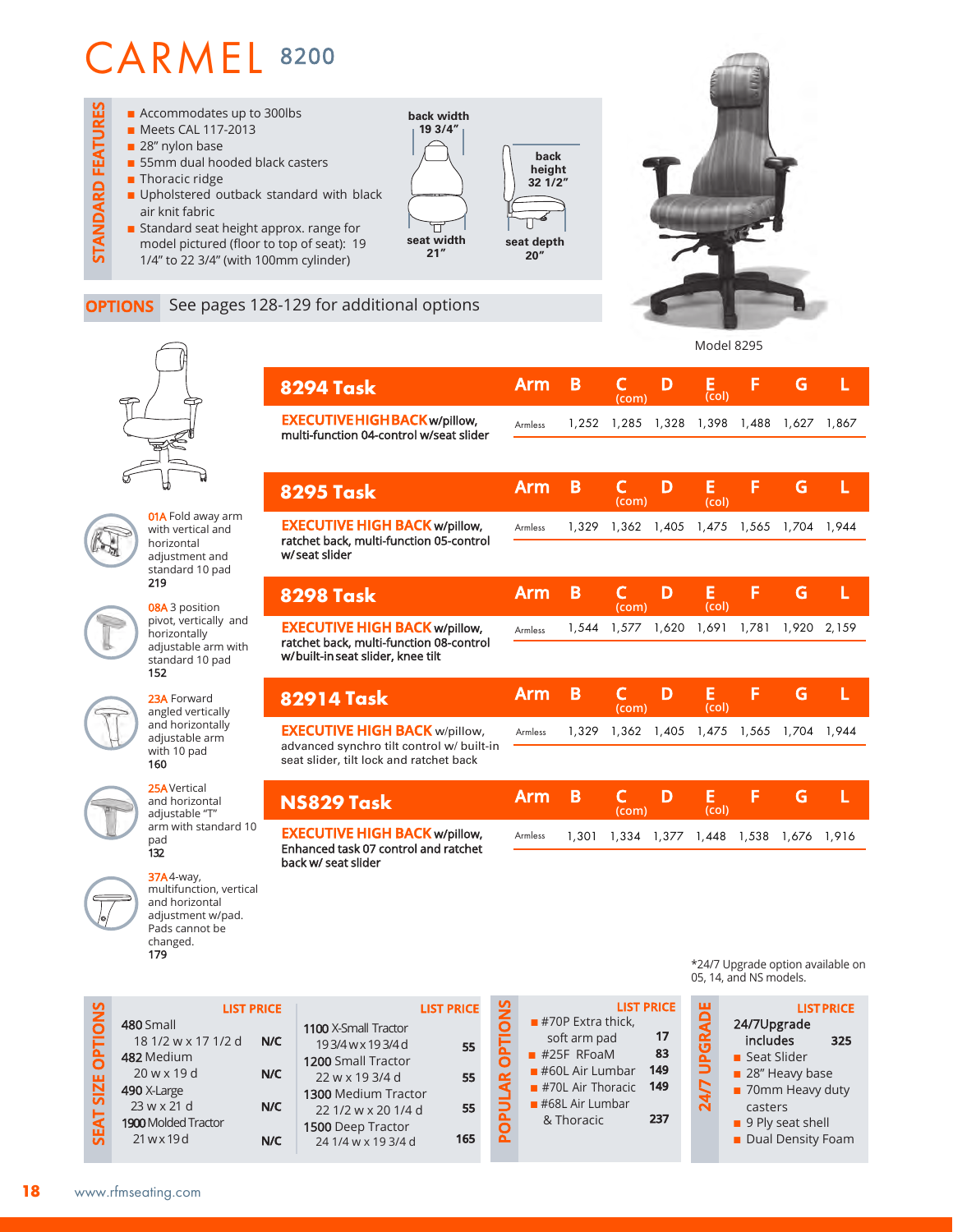# CARMEL 8200

## STANDARD FEATURES

- Accommodates up to 300lbs
- Meets CAL 117-2013
- 28" nylon base
- 55mm dual hooded black casters
- Thoracic ridge
- Upholstered outback standard with black air knit fabric
- Standard seat height approx. range for model pictured (floor to top of seat): 19 1/4" to 22 3/4" (with 100mm cylinder)

back width 19 3/4"
seat width 21"
back height 32 1/2"
seat depth 20"

Model 8295

## OPTIONS

See pages 128-129 for additional options

**01A** Fold away arm with vertical and horizontal adjustment and standard 10 pad
**219**

**08A** 3 position pivot, vertically and horizontally adjustable arm with standard 10 pad
**152**

**23A** Forward angled vertically and horizontally adjustable arm with 10 pad
**160**

**25A** Vertical and horizontal adjustable "T" arm with standard 10 pad
**132**

**37A** 4-way, multifunction, vertical and horizontal adjustment w/pad. Pads cannot be changed.
**179**

| 8294 Task | Arm | B | C (com) | D | E (col) | F | G | L |
|---|---|---|---|---|---|---|---|---|
| **EXECUTIVE HIGH BACK** w/pillow, multi-function 04-control w/seat slider | Armless | 1,252 | 1,285 | 1,328 | 1,398 | 1,488 | 1,627 | 1,867 |

| 8295 Task | Arm | B | C (com) | D | E (col) | F | G | L |
|---|---|---|---|---|---|---|---|---|
| **EXECUTIVE HIGH BACK** w/pillow, ratchet back, multi-function 05-control w/seat slider | Armless | 1,329 | 1,362 | 1,405 | 1,475 | 1,565 | 1,704 | 1,944 |

| 8298 Task | Arm | B | C (com) | D | E (col) | F | G | L |
|---|---|---|---|---|---|---|---|---|
| **EXECUTIVE HIGH BACK** w/pillow, ratchet back, multi-function 08-control w/built-in seat slider, knee tilt | Armless | 1,544 | 1,577 | 1,620 | 1,691 | 1,781 | 1,920 | 2,159 |

| 82914 Task | Arm | B | C (com) | D | E (col) | F | G | L |
|---|---|---|---|---|---|---|---|---|
| **EXECUTIVE HIGH BACK** w/pillow, advanced synchro tilt control w/ built-in seat slider, tilt lock and ratchet back | Armless | 1,329 | 1,362 | 1,405 | 1,475 | 1,565 | 1,704 | 1,944 |

| NS829 Task | Arm | B | C (com) | D | E (col) | F | G | L |
|---|---|---|---|---|---|---|---|---|
| **EXECUTIVE HIGH BACK** w/pillow, Enhanced task 07 control and ratchet back w/ seat slider | Armless | 1,301 | 1,334 | 1,377 | 1,448 | 1,538 | 1,676 | 1,916 |

*24/7 Upgrade option available on 05, 14, and NS models.

## SEAT SIZE OPTIONS

| | LIST PRICE |
|---|---|
| **480** Small 18 1/2 w x 17 1/2 d | N/C |
| **482** Medium 20 w x 19 d | N/C |
| **490** X-Large 23 w x 21 d | N/C |
| **1900** Molded Tractor 21 w x 19 d | N/C |

| | LIST PRICE |
|---|---|
| **1100** X-Small Tractor 19 3/4 w x 19 3/4 d | 55 |
| **1200** Small Tractor 22 w x 19 3/4 d | 55 |
| **1300** Medium Tractor 22 1/2 w x 20 1/4 d | 55 |
| **1500** Deep Tractor 24 1/4 w x 19 3/4 d | 165 |

## POPULAR OPTIONS

| | LIST PRICE |
|---|---|
| #70P Extra thick, soft arm pad | 17 |
| #25F RFoaM | 83 |
| #60L Air Lumbar | 149 |
| #70L Air Thoracic | 149 |
| #68L Air Lumbar & Thoracic | 237 |

## 24/7 UPGRADE

| | LIST PRICE |
|---|---|
| 24/7 Upgrade includes | 325 |

- Seat Slider
- 28" Heavy base
- 70mm Heavy duty casters
- 9 Ply seat shell
- Dual Density Foam

www.rfmseating.com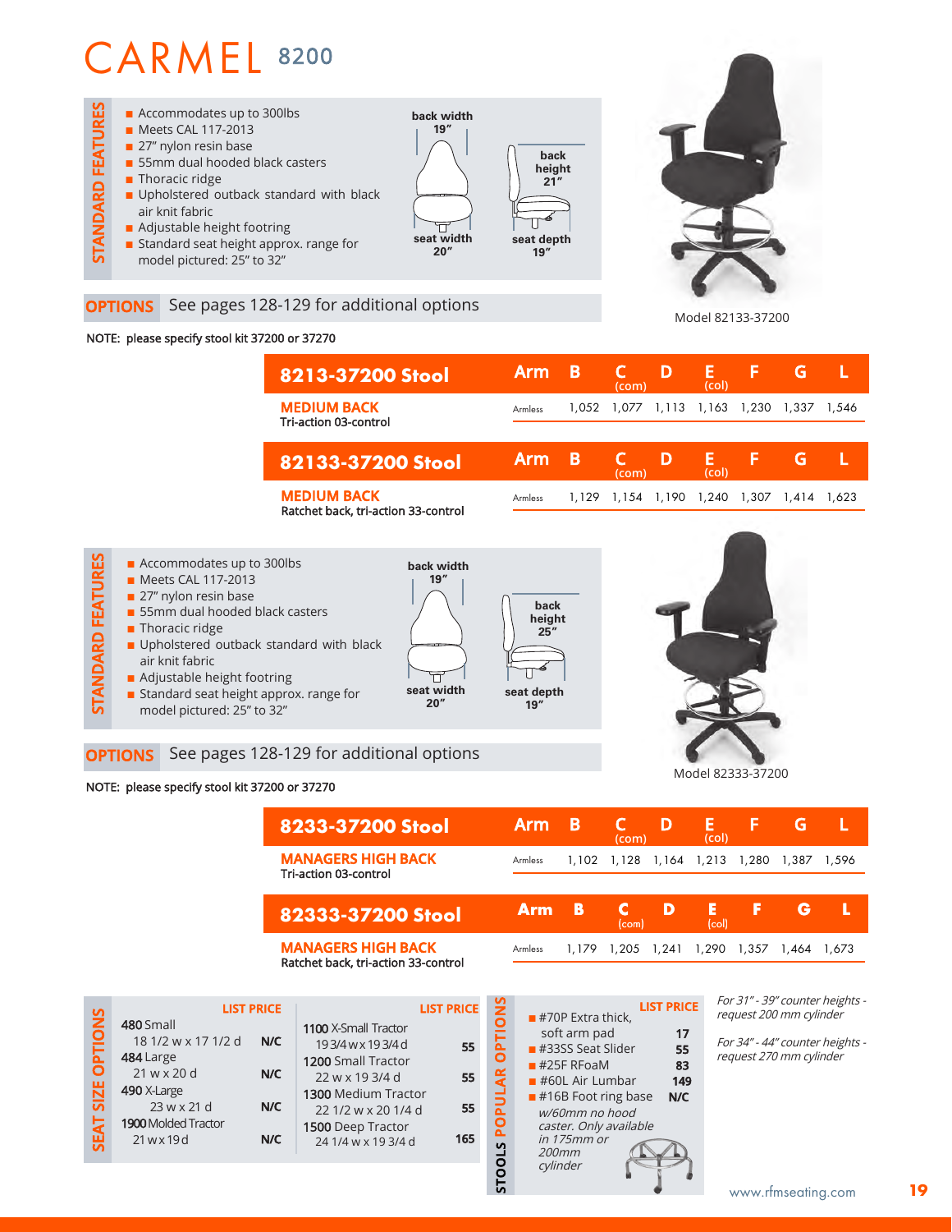# CARMEL 8200

## STANDARD FEATURES

- Accommodates up to 300lbs
- Meets CAL 117-2013
- 27" nylon resin base
- 55mm dual hooded black casters
- Thoracic ridge
- Upholstered outback standard with black air knit fabric
- Adjustable height footring
- Standard seat height approx. range for model pictured: 25" to 32"

back width 19"
back height 21"
seat width 20"
seat depth 19"

**OPTIONS** See pages 128-129 for additional options

Model 82133-37200

**NOTE: please specify stool kit 37200 or 37270**

| 8213-37200 Stool | Arm | B | C (com) | D | E (col) | F | G | L |
|---|---|---|---|---|---|---|---|---|
| **MEDIUM BACK** Tri-action 03-control | Armless | 1,052 | 1,077 | 1,113 | 1,163 | 1,230 | 1,337 | 1,546 |

| 82133-37200 Stool | Arm | B | C (com) | D | E (col) | F | G | L |
|---|---|---|---|---|---|---|---|---|
| **MEDIUM BACK** Ratchet back, tri-action 33-control | Armless | 1,129 | 1,154 | 1,190 | 1,240 | 1,307 | 1,414 | 1,623 |

## STANDARD FEATURES

- Accommodates up to 300lbs
- Meets CAL 117-2013
- 27" nylon resin base
- 55mm dual hooded black casters
- Thoracic ridge
- Upholstered outback standard with black air knit fabric
- Adjustable height footring
- Standard seat height approx. range for model pictured: 25" to 32"

back width 19"
back height 25"
seat width 20"
seat depth 19"

**OPTIONS** See pages 128-129 for additional options

Model 82333-37200

**NOTE: please specify stool kit 37200 or 37270**

| 8233-37200 Stool | Arm | B | C (com) | D | E (col) | F | G | L |
|---|---|---|---|---|---|---|---|---|
| **MANAGERS HIGH BACK** Tri-action 03-control | Armless | 1,102 | 1,128 | 1,164 | 1,213 | 1,280 | 1,387 | 1,596 |

| 82333-37200 Stool | Arm | B | C (com) | D | E (col) | F | G | L |
|---|---|---|---|---|---|---|---|---|
| **MANAGERS HIGH BACK** Ratchet back, tri-action 33-control | Armless | 1,179 | 1,205 | 1,241 | 1,290 | 1,357 | 1,464 | 1,673 |

## SEAT SIZE OPTIONS

| | LIST PRICE |
|---|---|
| **480** Small 18 1/2 w x 17 1/2 d | N/C |
| **484** Large 21 w x 20 d | N/C |
| **490** X-Large 23 w x 21 d | N/C |
| **1900** Molded Tractor 21 w x 19 d | N/C |

| | LIST PRICE |
|---|---|
| **1100** X-Small Tractor 19 3/4 w x 19 3/4 d | 55 |
| **1200** Small Tractor 22 w x 19 3/4 d | 55 |
| **1300** Medium Tractor 22 1/2 w x 20 1/4 d | 55 |
| **1500** Deep Tractor 24 1/4 w x 19 3/4 d | 165 |

## STOOLS POPULAR OPTIONS

| | LIST PRICE |
|---|---|
| #70P Extra thick, soft arm pad | 17 |
| #33SS Seat Slider | 55 |
| #25F RFoaM | 83 |
| #60L Air Lumbar | 149 |
| #16B Foot ring base w/60mm no hood caster. Only available in 175mm or 200mm cylinder | N/C |

*For 31" - 39" counter heights - request 200 mm cylinder*

*For 34" - 44" counter heights - request 270 mm cylinder*

www.rfmseating.com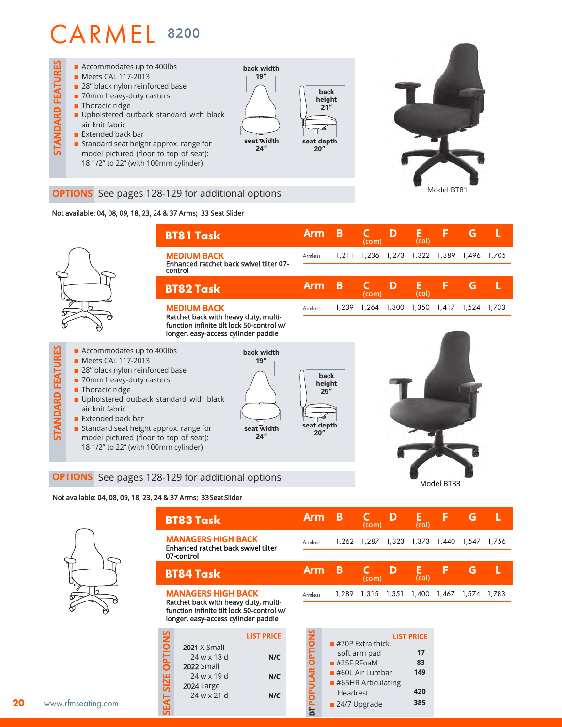# CARMEL 8200

## STANDARD FEATURES

- Accommodates up to 400lbs
- Meets CAL 117-2013
- 28" black nylon reinforced base
- 70mm heavy-duty casters
- Thoracic ridge
- Upholstered outback standard with black air knit fabric
- Extended back bar
- Standard seat height approx. range for model pictured (floor to top of seat): 18 1/2" to 22" (with 100mm cylinder)

back width 19"
seat width 24"
back height 21"
seat depth 20"

Model BT81

**OPTIONS** See pages 128-129 for additional options

Not available: 04, 08, 09, 18, 23, 24 & 37 Arms; 33 Seat Slider

| BT81 Task | Arm | B | C (com) | D | E (col) | F | G | L |
|---|---|---|---|---|---|---|---|---|
| **MEDIUM BACK** Enhanced ratchet back swivel tilter 07-control | Armless | 1,211 | 1,236 | 1,273 | 1,322 | 1,389 | 1,496 | 1,705 |

| BT82 Task | Arm | B | C (com) | D | E (col) | F | G | L |
|---|---|---|---|---|---|---|---|---|
| **MEDIUM BACK** Ratchet back with heavy duty, multi-function infinite tilt lock 50-control w/ longer, easy-access cylinder paddle | Armless | 1,239 | 1,264 | 1,300 | 1,350 | 1,417 | 1,524 | 1,733 |

## STANDARD FEATURES

- Accommodates up to 400lbs
- Meets CAL 117-2013
- 28" black nylon reinforced base
- 70mm heavy-duty casters
- Thoracic ridge
- Upholstered outback standard with black air knit fabric
- Extended back bar
- Standard seat height approx. range for model pictured (floor to top of seat): 18 1/2" to 22" (with 100mm cylinder)

back width 19"
seat width 24"
back height 25"
seat depth 20"

Model BT83

**OPTIONS** See pages 128-129 for additional options

Not available: 04, 08, 09, 18, 23, 24 & 37 Arms; 33 Seat Slider

| BT83 Task | Arm | B | C (com) | D | E (col) | F | G | L |
|---|---|---|---|---|---|---|---|---|
| **MANAGERS HIGH BACK** Enhanced ratchet back swivel tilter 07-control | Armless | 1,262 | 1,287 | 1,323 | 1,373 | 1,440 | 1,547 | 1,756 |

| BT84 Task | Arm | B | C (com) | D | E (col) | F | G | L |
|---|---|---|---|---|---|---|---|---|
| **MANAGERS HIGH BACK** Ratchet back with heavy duty, multi-function infinite tilt lock 50-control w/ longer, easy-access cylinder paddle | Armless | 1,289 | 1,315 | 1,351 | 1,400 | 1,467 | 1,574 | 1,783 |

**SEAT SIZE OPTIONS**

| | LIST PRICE |
|---|---|
| 2021 X-Small 24 w x 18 d | N/C |
| 2022 Small 24 w x 19 d | N/C |
| 2024 Large 24 w x 21 d | N/C |

**BT POPULAR OPTIONS**

| | LIST PRICE |
|---|---|
| #70P Extra thick, soft arm pad | 17 |
| #25F RFoaM | 83 |
| #60L Air Lumbar | 149 |
| #65HR Articulating Headrest | 420 |
| 24/7 Upgrade | 385 |

www.rfmseating.com